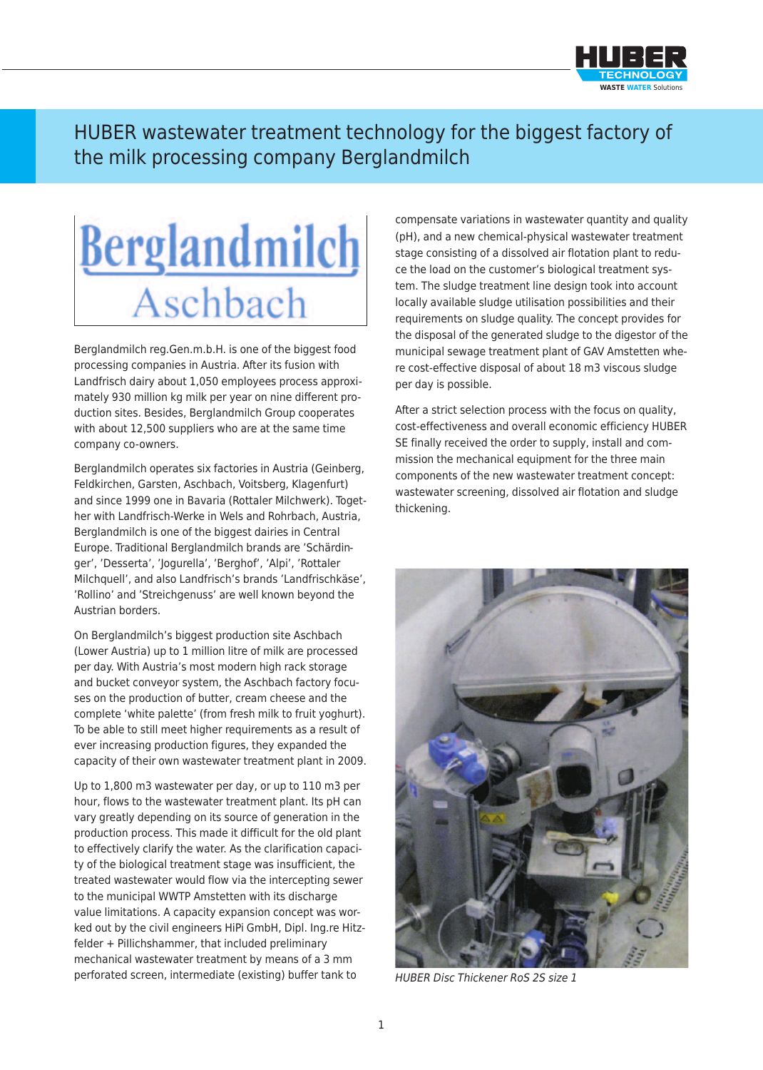# HUBER wastewater treatment technology for the biggest factory of the milk processing company Berglandmilch

Berglandmilch reg.Gen.m.b.H. is one of the biggest food processing companies in Austria. After its fusion with Landfrisch dairy about 1,050 employees process approximately 930 million kg milk per year on nine different production sites. Besides, Berglandmilch Group cooperates with about 12,500 suppliers who are at the same time company co-owners.

Berglandmilch operates six factories in Austria (Geinberg, Feldkirchen, Garsten, Aschbach, Voitsberg, Klagenfurt) and since 1999 one in Bavaria (Rottaler Milchwerk). Together with Landfrisch-Werke in Wels and Rohrbach, Austria, Berglandmilch is one of the biggest dairies in Central Europe. Traditional Berglandmilch brands are 'Schärdinger', 'Desserta', 'Jogurella', 'Berghof', 'Alpi', 'Rottaler Milchquell', and also Landfrisch's brands 'Landfrischkäse', 'Rollino' and 'Streichgenuss' are well known beyond the Austrian borders.

On Berglandmilch's biggest production site Aschbach (Lower Austria) up to 1 million litre of milk are processed per day. With Austria's most modern high rack storage and bucket conveyor system, the Aschbach factory focuses on the production of butter, cream cheese and the complete 'white palette' (from fresh milk to fruit yoghurt). To be able to still meet higher requirements as a result of ever increasing production figures, they expanded the capacity of their own wastewater treatment plant in 2009.

Up to 1,800 m3 wastewater per day, or up to 110 m3 per hour, flows to the wastewater treatment plant. Its pH can vary greatly depending on its source of generation in the production process. This made it difficult for the old plant to effectively clarify the water. As the clarification capacity of the biological treatment stage was insufficient, the treated wastewater would flow via the intercepting sewer to the municipal WWTP Amstetten with its discharge value limitations. A capacity expansion concept was worked out by the civil engineers HiPi GmbH, Dipl. Ing.re Hitzfelder + Pillichshammer, that included preliminary mechanical wastewater treatment by means of a 3 mm perforated screen, intermediate (existing) buffer tank to compensate variations in wastewater quantity and quality (pH), and a new chemical-physical wastewater treatment stage consisting of a dissolved air flotation plant to reduce the load on the customer's biological treatment system. The sludge treatment line design took into account locally available sludge utilisation possibilities and their requirements on sludge quality. The concept provides for the disposal of the generated sludge to the digestor of the municipal sewage treatment plant of GAV Amstetten where cost-effective disposal of about 18 m3 viscous sludge per day is possible.

After a strict selection process with the focus on quality, cost-effectiveness and overall economic efficiency HUBER SE finally received the order to supply, install and commission the mechanical equipment for the three main components of the new wastewater treatment concept: wastewater screening, dissolved air flotation and sludge thickening.

*HUBER Disc Thickener RoS 2S size 1*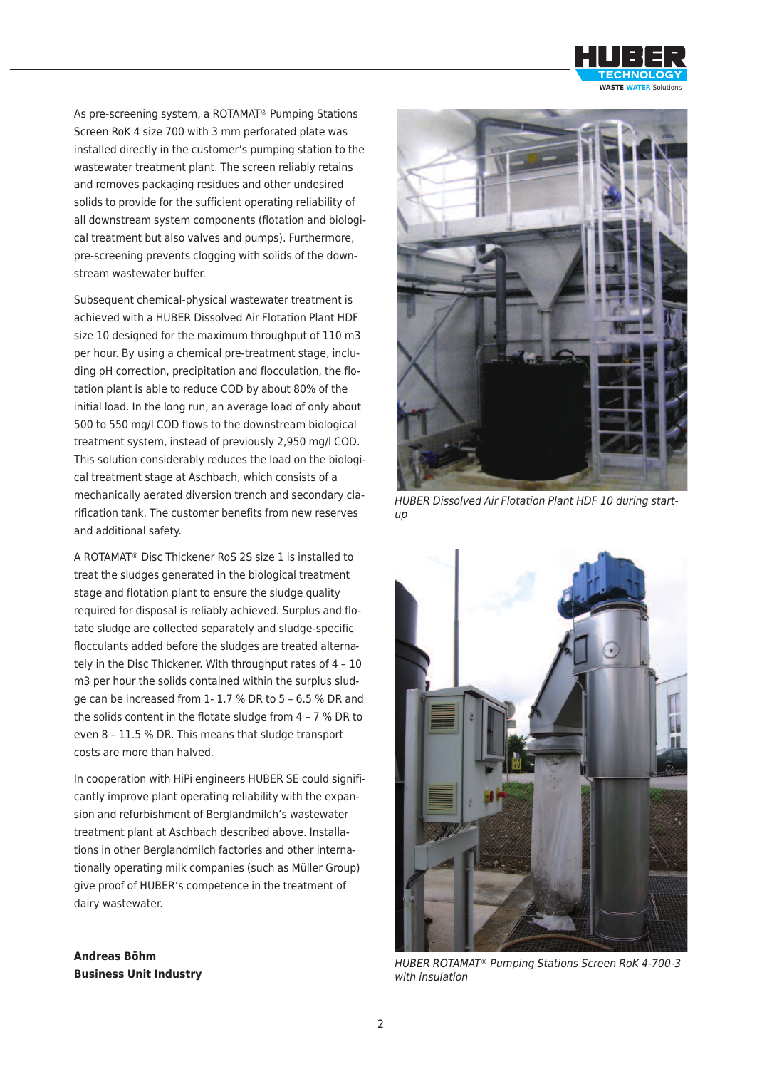As pre-screening system, a ROTAMAT® Pumping Stations Screen RoK 4 size 700 with 3 mm perforated plate was installed directly in the customer's pumping station to the wastewater treatment plant. The screen reliably retains and removes packaging residues and other undesired solids to provide for the sufficient operating reliability of all downstream system components (flotation and biological treatment but also valves and pumps). Furthermore, pre-screening prevents clogging with solids of the downstream wastewater buffer.

Subsequent chemical-physical wastewater treatment is achieved with a HUBER Dissolved Air Flotation Plant HDF size 10 designed for the maximum throughput of 110 m3 per hour. By using a chemical pre-treatment stage, including pH correction, precipitation and flocculation, the flotation plant is able to reduce COD by about 80% of the initial load. In the long run, an average load of only about 500 to 550 mg/l COD flows to the downstream biological treatment system, instead of previously 2,950 mg/l COD. This solution considerably reduces the load on the biological treatment stage at Aschbach, which consists of a mechanically aerated diversion trench and secondary clarification tank. The customer benefits from new reserves and additional safety.

A ROTAMAT® Disc Thickener RoS 2S size 1 is installed to treat the sludges generated in the biological treatment stage and flotation plant to ensure the sludge quality required for disposal is reliably achieved. Surplus and flotate sludge are collected separately and sludge-specific flocculants added before the sludges are treated alternately in the Disc Thickener. With throughput rates of 4 – 10 m3 per hour the solids contained within the surplus sludge can be increased from 1- 1.7 % DR to 5 – 6.5 % DR and the solids content in the flotate sludge from 4 – 7 % DR to even 8 – 11.5 % DR. This means that sludge transport costs are more than halved.

In cooperation with HiPi engineers HUBER SE could significantly improve plant operating reliability with the expansion and refurbishment of Berglandmilch's wastewater treatment plant at Aschbach described above. Installations in other Berglandmilch factories and other internationally operating milk companies (such as Müller Group) give proof of HUBER's competence in the treatment of dairy wastewater.

**Andreas Böhm**
**Business Unit Industry**

*HUBER Dissolved Air Flotation Plant HDF 10 during start-up*

*HUBER ROTAMAT® Pumping Stations Screen RoK 4-700-3 with insulation*